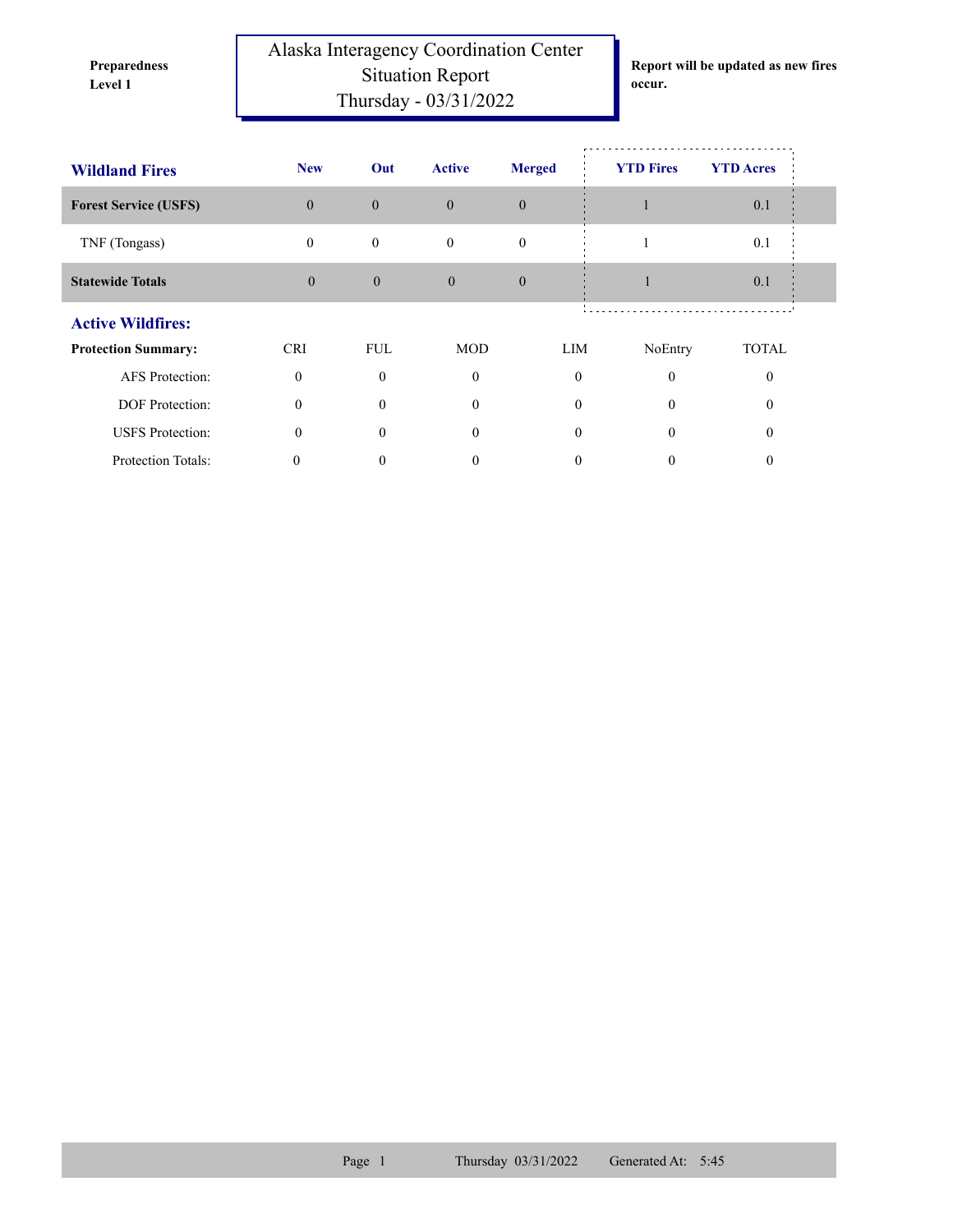**Preparedness Level 1**

# Alaska Interagency Coordination Center
## Situation Report
## Thursday - 03/31/2022

**Report will be updated as new fires occur.**

| **Wildland Fires** | **New** | **Out** | **Active** | **Merged** | **YTD Fires** | **YTD Acres** |
|---|---|---|---|---|---|---|
| **Forest Service (USFS)** | 0 | 0 | 0 | 0 | 1 | 0.1 |
| TNF (Tongass) | 0 | 0 | 0 | 0 | 1 | 0.1 |
| **Statewide Totals** | 0 | 0 | 0 | 0 | 1 | 0.1 |

## Active Wildfires:

| **Protection Summary:** | CRI | FUL | MOD | LIM | NoEntry | TOTAL |
|---|---|---|---|---|---|---|
| AFS Protection: | 0 | 0 | 0 | 0 | 0 | 0 |
| DOF Protection: | 0 | 0 | 0 | 0 | 0 | 0 |
| USFS Protection: | 0 | 0 | 0 | 0 | 0 | 0 |
| Protection Totals: | 0 | 0 | 0 | 0 | 0 | 0 |

Thursday 03/31/2022 Generated At: 5:45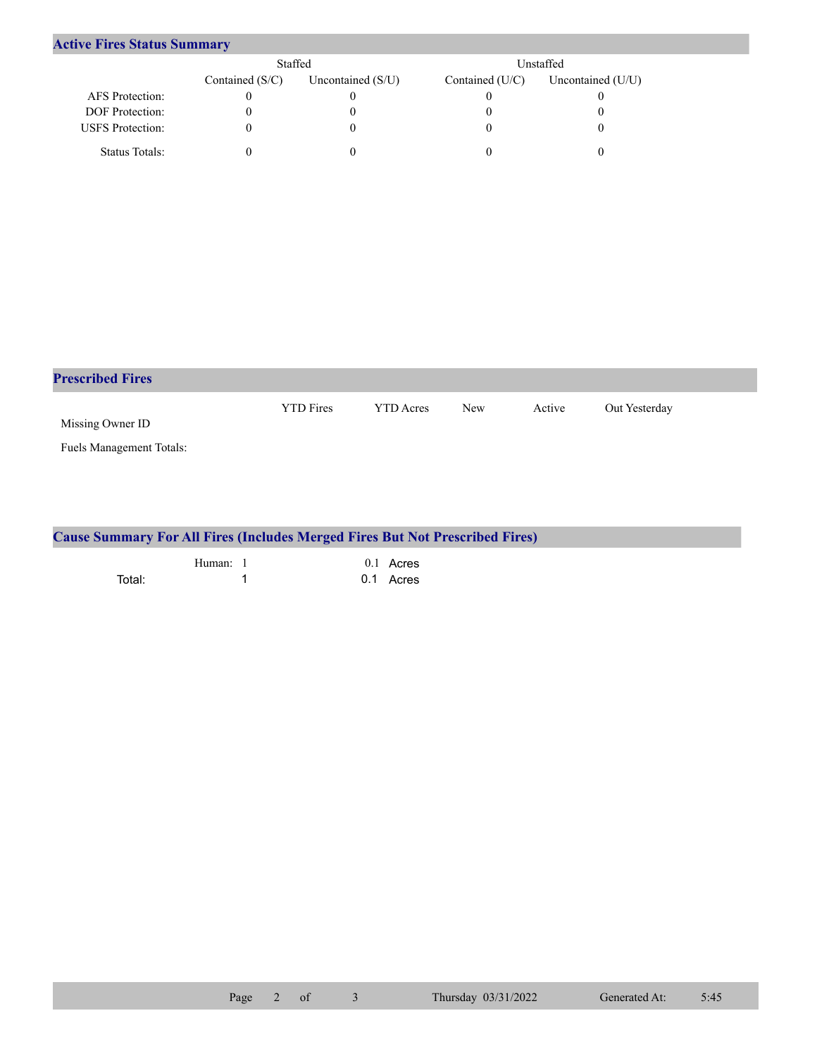## Active Fires Status Summary

| | Staffed | | Unstaffed | |
|---|---|---|---|---|
| | Contained (S/C) | Uncontained (S/U) | Contained (U/C) | Uncontained (U/U) |
| AFS Protection: | 0 | 0 | 0 | 0 |
| DOF Protection: | 0 | 0 | 0 | 0 |
| USFS Protection: | 0 | 0 | 0 | 0 |
| Status Totals: | 0 | 0 | 0 | 0 |

## Prescribed Fires

| | YTD Fires | YTD Acres | New | Active | Out Yesterday |
|---|---|---|---|---|---|
| Missing Owner ID | | | | | |
| Fuels Management Totals: | | | | | |

## Cause Summary For All Fires (Includes Merged Fires But Not Prescribed Fires)

| | | | |
|---|---|---|---|
| Human: | 1 | 0.1 | Acres |
| Total: | 1 | 0.1 | Acres |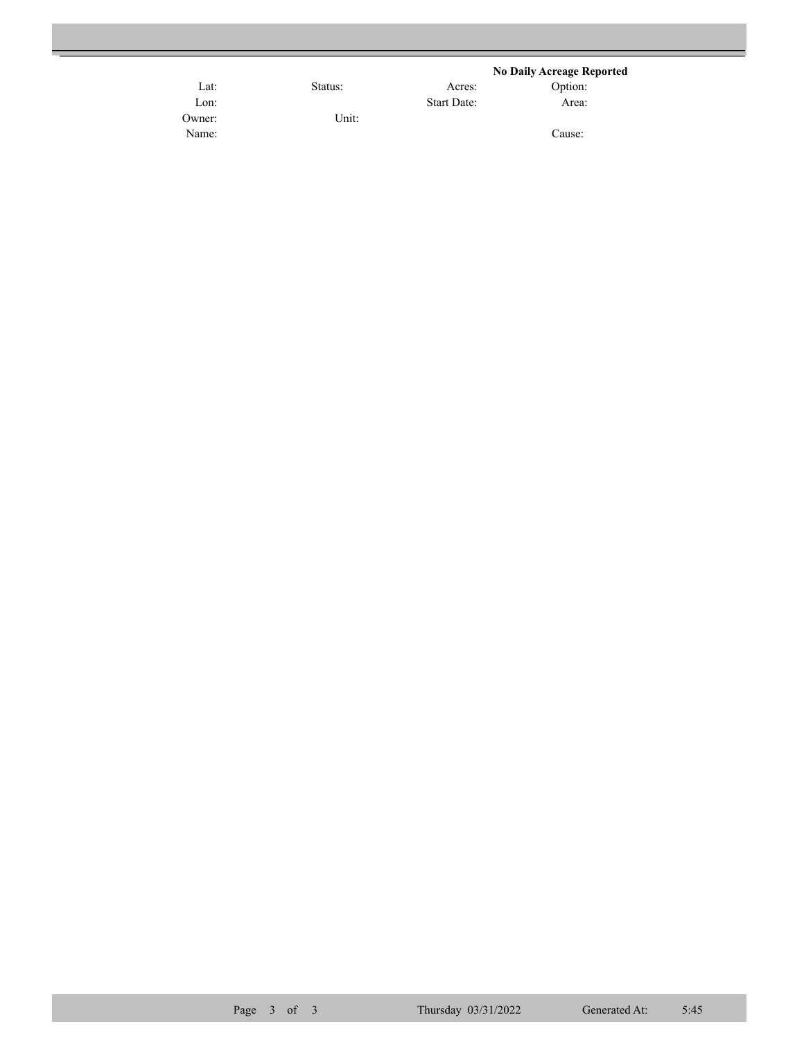**No Daily Acreage Reported**

| | | | | | | | |
|---|---|---|---|---|---|---|---|
| Lat: | | Status: | | Acres: | | Option: | |
| Lon: | | | | Start Date: | | Area: | |
| Owner: | | Unit: | | | | | |
| Name: | | | | | | Cause: | |